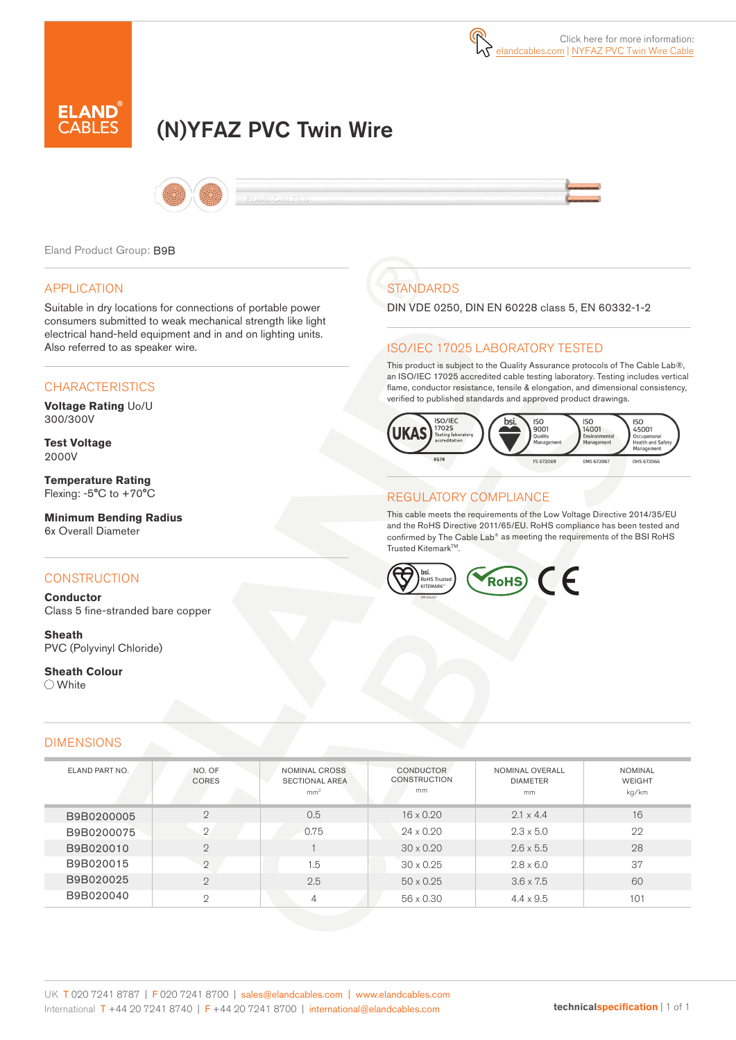Click here for more information: elandcables.com | NYFAZ PVC Twin Wire Cable

ELAND® CABLES

# (N)YFAZ PVC Twin Wire

Eland Product Group: B9B

## APPLICATION

Suitable in dry locations for connections of portable power consumers submitted to weak mechanical strength like light electrical hand-held equipment and in and on lighting units. Also referred to as speaker wire.

## CHARACTERISTICS

**Voltage Rating** Uo/U
300/300V

**Test Voltage**
2000V

**Temperature Rating**
Flexing: -5°C to +70°C

**Minimum Bending Radius**
6x Overall Diameter

## CONSTRUCTION

**Conductor**
Class 5 fine-stranded bare copper

**Sheath**
PVC (Polyvinyl Chloride)

**Sheath Colour**
◯ White

## STANDARDS

DIN VDE 0250, DIN EN 60228 class 5, EN 60332-1-2

## ISO/IEC 17025 LABORATORY TESTED

This product is subject to the Quality Assurance protocols of The Cable Lab®, an ISO/IEC 17025 accredited cable testing laboratory. Testing includes vertical flame, conductor resistance, tensile & elongation, and dimensional consistency, verified to published standards and approved product drawings.

UKAS ISO/IEC 17025 Testing laboratory accreditation 8578 | bsi. ISO 9001 Quality Management FS 672069 | ISO 14001 Environmental Management EMS 672067 | ISO 45001 Occupational Health and Safety Management OHS 672066

## REGULATORY COMPLIANCE

This cable meets the requirements of the Low Voltage Directive 2014/35/EU and the RoHS Directive 2011/65/EU. RoHS compliance has been tested and confirmed by The Cable Lab® as meeting the requirements of the BSI RoHS Trusted Kitemark™.

bsi. RoHS Trusted KITEMARK™ | RoHS | CE

## DIMENSIONS

| ELAND PART NO. | NO. OF CORES | NOMINAL CROSS SECTIONAL AREA mm² | CONDUCTOR CONSTRUCTION mm | NOMINAL OVERALL DIAMETER mm | NOMINAL WEIGHT kg/km |
|---|---|---|---|---|---|
| B9B0200005 | 2 | 0.5 | 16 x 0.20 | 2.1 x 4.4 | 16 |
| B9B0200075 | 2 | 0.75 | 24 x 0.20 | 2.3 x 5.0 | 22 |
| B9B020010 | 2 | 1 | 30 x 0.20 | 2.6 x 5.5 | 28 |
| B9B020015 | 2 | 1.5 | 30 x 0.25 | 2.8 x 6.0 | 37 |
| B9B020025 | 2 | 2.5 | 50 x 0.25 | 3.6 x 7.5 | 60 |
| B9B020040 | 2 | 4 | 56 x 0.30 | 4.4 x 9.5 | 101 |

UK T 020 7241 8787 | F 020 7241 8700 | sales@elandcables.com | www.elandcables.com
International T +44 20 7241 8740 | F +44 20 7241 8700 | international@elandcables.com

technicalspecification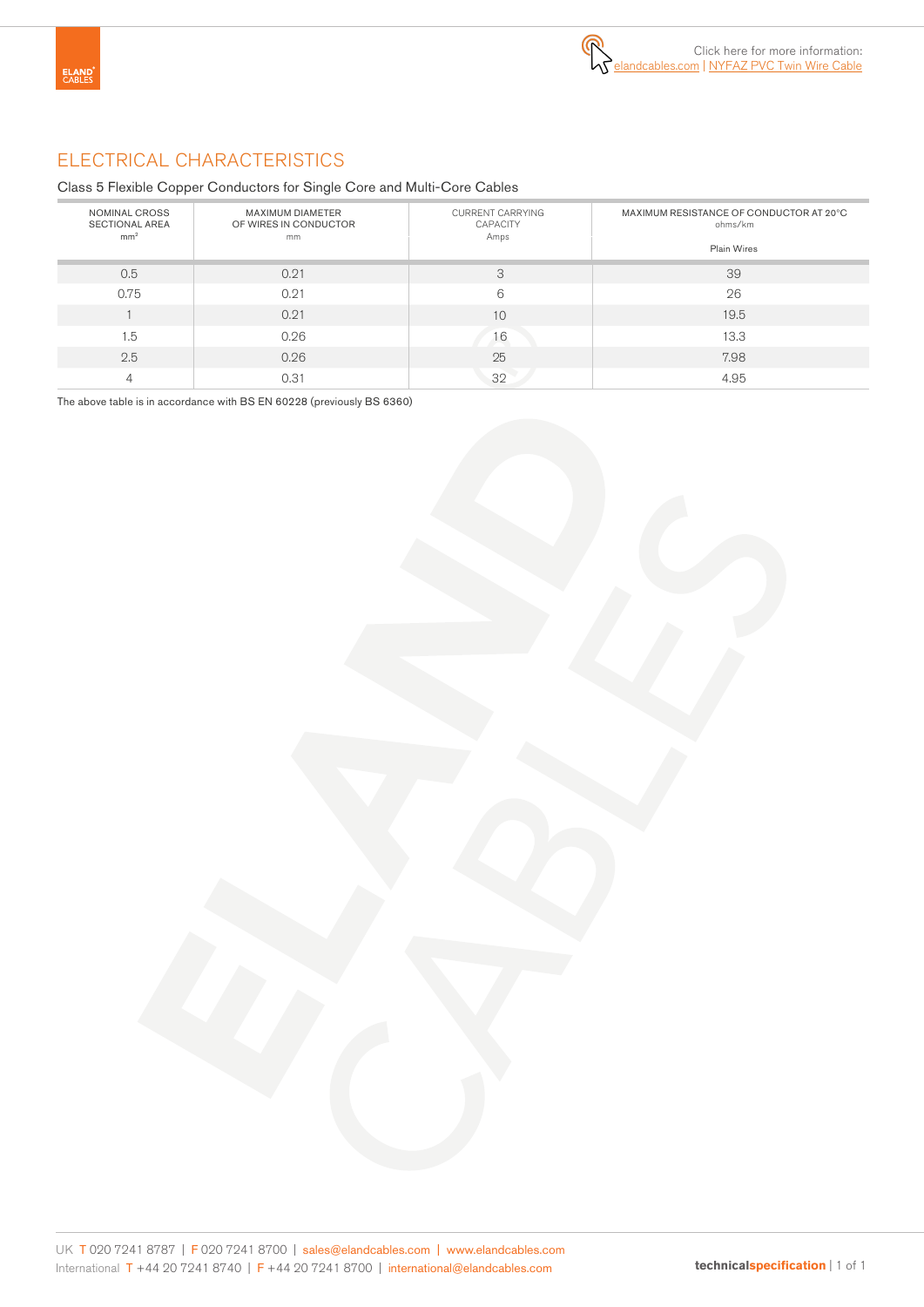Click here for more information: elandcables.com | NYFAZ PVC Twin Wire Cable

## ELECTRICAL CHARACTERISTICS

Class 5 Flexible Copper Conductors for Single Core and Multi-Core Cables

| NOMINAL CROSS SECTIONAL AREA $mm^2$ | MAXIMUM DIAMETER OF WIRES IN CONDUCTOR mm | CURRENT CARRYING CAPACITY Amps | MAXIMUM RESISTANCE OF CONDUCTOR AT 20°C ohms/km |
|---|---|---|---|
| | | | Plain Wires |
| 0.5 | 0.21 | 3 | 39 |
| 0.75 | 0.21 | 6 | 26 |
| 1 | 0.21 | 10 | 19.5 |
| 1.5 | 0.26 | 16 | 13.3 |
| 2.5 | 0.26 | 25 | 7.98 |
| 4 | 0.31 | 32 | 4.95 |

The above table is in accordance with BS EN 60228 (previously BS 6360)

UK T 020 7241 8787 | F 020 7241 8700 | sales@elandcables.com | www.elandcables.com
International T +44 20 7241 8740 | F +44 20 7241 8700 | international@elandcables.com

**technicalspecification**